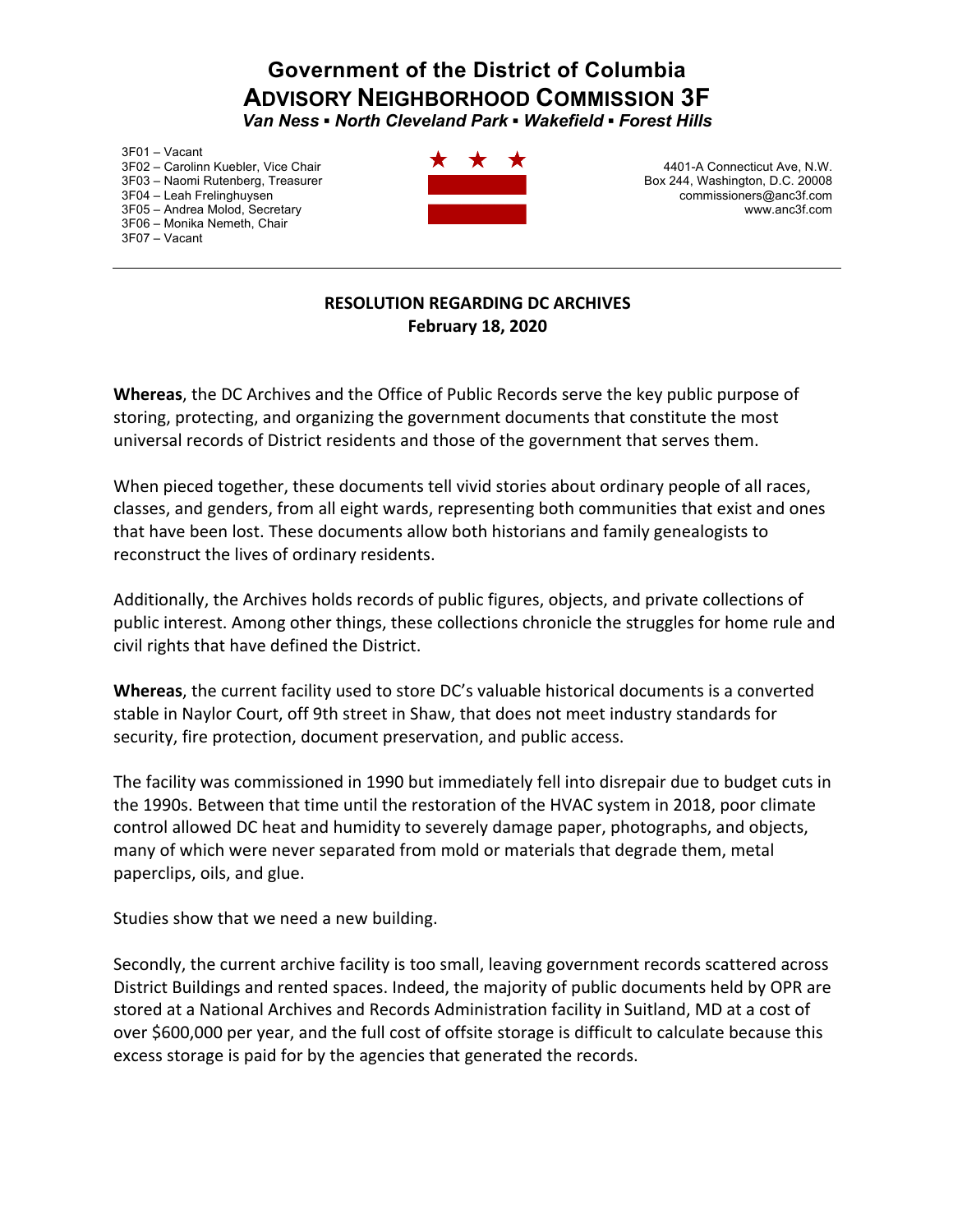# Government of the District of Columbia
# ADVISORY NEIGHBORHOOD COMMISSION 3F

***Van Ness ▪ North Cleveland Park ▪ Wakefield ▪ Forest Hills***

3F01 – Vacant
3F02 – Carolinn Kuebler, Vice Chair
3F03 – Naomi Rutenberg, Treasurer
3F04 – Leah Frelinghuysen
3F05 – Andrea Molod, Secretary
3F06 – Monika Nemeth, Chair
3F07 – Vacant

4401-A Connecticut Ave, N.W.
Box 244, Washington, D.C. 20008
commissioners@anc3f.com
www.anc3f.com

---

**RESOLUTION REGARDING DC ARCHIVES**
**February 18, 2020**

**Whereas**, the DC Archives and the Office of Public Records serve the key public purpose of storing, protecting, and organizing the government documents that constitute the most universal records of District residents and those of the government that serves them.

When pieced together, these documents tell vivid stories about ordinary people of all races, classes, and genders, from all eight wards, representing both communities that exist and ones that have been lost. These documents allow both historians and family genealogists to reconstruct the lives of ordinary residents.

Additionally, the Archives holds records of public figures, objects, and private collections of public interest. Among other things, these collections chronicle the struggles for home rule and civil rights that have defined the District.

**Whereas**, the current facility used to store DC's valuable historical documents is a converted stable in Naylor Court, off 9th street in Shaw, that does not meet industry standards for security, fire protection, document preservation, and public access.

The facility was commissioned in 1990 but immediately fell into disrepair due to budget cuts in the 1990s. Between that time until the restoration of the HVAC system in 2018, poor climate control allowed DC heat and humidity to severely damage paper, photographs, and objects, many of which were never separated from mold or materials that degrade them, metal paperclips, oils, and glue.

Studies show that we need a new building.

Secondly, the current archive facility is too small, leaving government records scattered across District Buildings and rented spaces. Indeed, the majority of public documents held by OPR are stored at a National Archives and Records Administration facility in Suitland, MD at a cost of over $600,000 per year, and the full cost of offsite storage is difficult to calculate because this excess storage is paid for by the agencies that generated the records.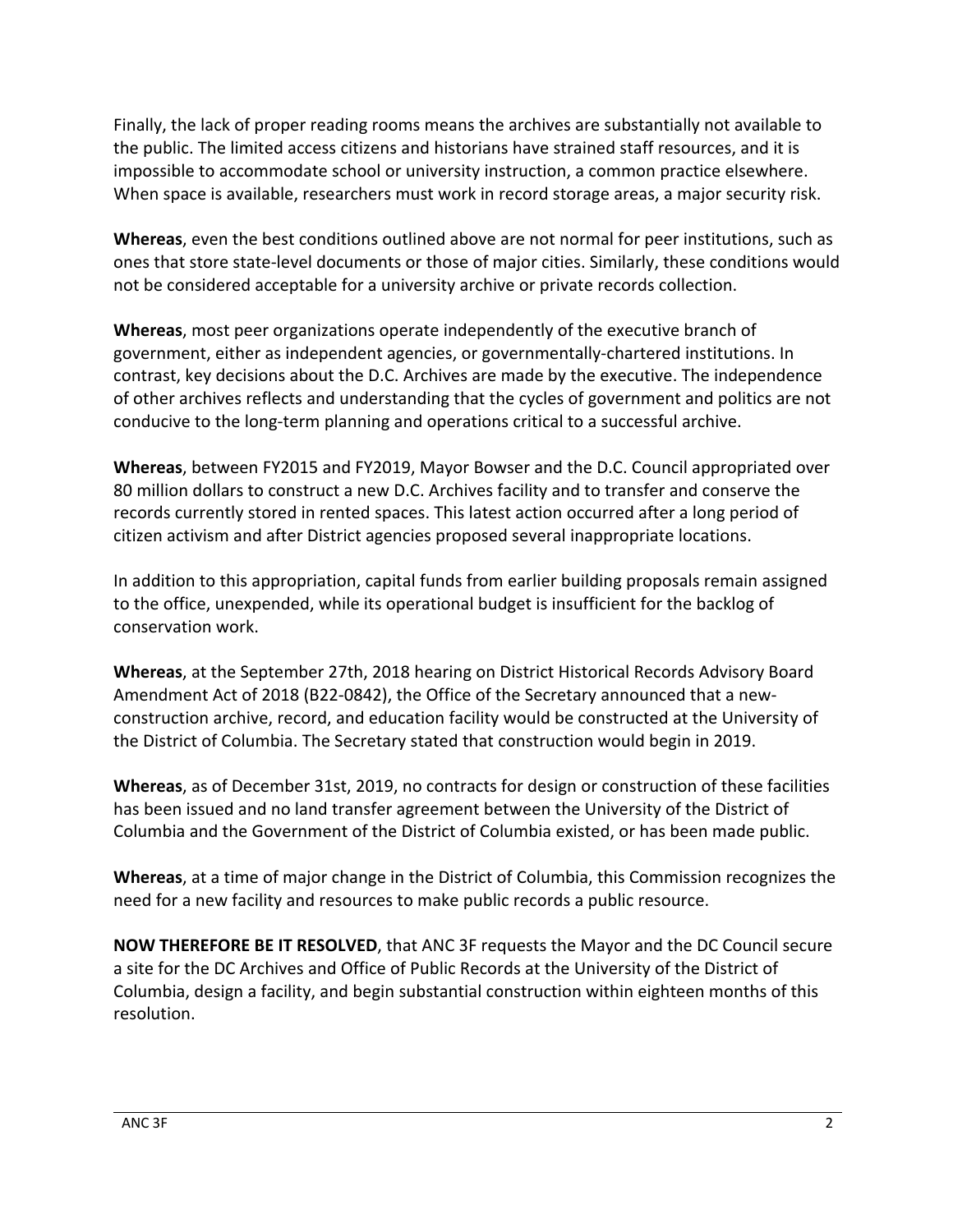Finally, the lack of proper reading rooms means the archives are substantially not available to the public. The limited access citizens and historians have strained staff resources, and it is impossible to accommodate school or university instruction, a common practice elsewhere. When space is available, researchers must work in record storage areas, a major security risk.

**Whereas**, even the best conditions outlined above are not normal for peer institutions, such as ones that store state-level documents or those of major cities. Similarly, these conditions would not be considered acceptable for a university archive or private records collection.

**Whereas**, most peer organizations operate independently of the executive branch of government, either as independent agencies, or governmentally-chartered institutions. In contrast, key decisions about the D.C. Archives are made by the executive. The independence of other archives reflects and understanding that the cycles of government and politics are not conducive to the long-term planning and operations critical to a successful archive.

**Whereas**, between FY2015 and FY2019, Mayor Bowser and the D.C. Council appropriated over 80 million dollars to construct a new D.C. Archives facility and to transfer and conserve the records currently stored in rented spaces. This latest action occurred after a long period of citizen activism and after District agencies proposed several inappropriate locations.

In addition to this appropriation, capital funds from earlier building proposals remain assigned to the office, unexpended, while its operational budget is insufficient for the backlog of conservation work.

**Whereas**, at the September 27th, 2018 hearing on District Historical Records Advisory Board Amendment Act of 2018 (B22-0842), the Office of the Secretary announced that a new-construction archive, record, and education facility would be constructed at the University of the District of Columbia. The Secretary stated that construction would begin in 2019.

**Whereas**, as of December 31st, 2019, no contracts for design or construction of these facilities has been issued and no land transfer agreement between the University of the District of Columbia and the Government of the District of Columbia existed, or has been made public.

**Whereas**, at a time of major change in the District of Columbia, this Commission recognizes the need for a new facility and resources to make public records a public resource.

**NOW THEREFORE BE IT RESOLVED**, that ANC 3F requests the Mayor and the DC Council secure a site for the DC Archives and Office of Public Records at the University of the District of Columbia, design a facility, and begin substantial construction within eighteen months of this resolution.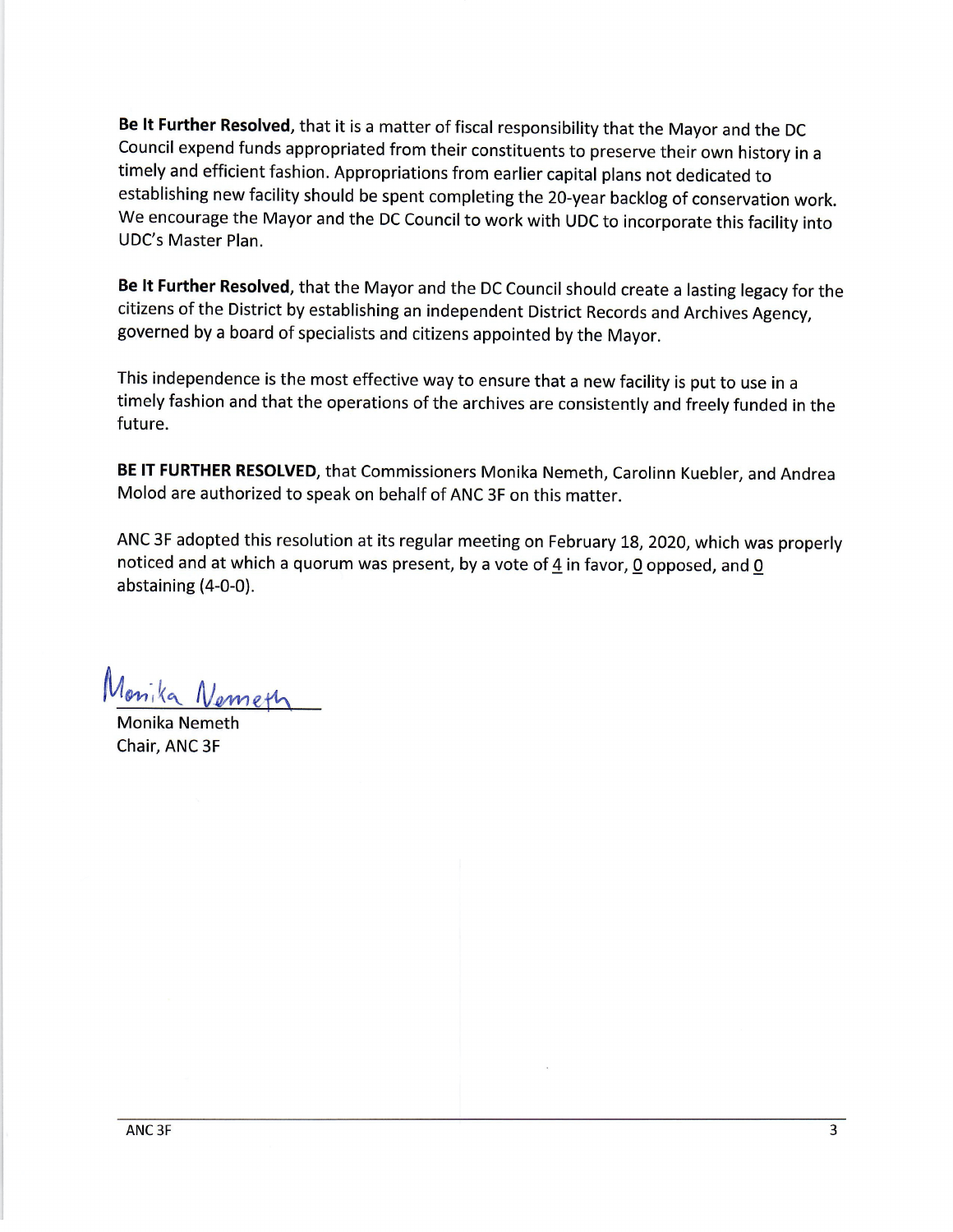**Be It Further Resolved**, that it is a matter of fiscal responsibility that the Mayor and the DC Council expend funds appropriated from their constituents to preserve their own history in a timely and efficient fashion. Appropriations from earlier capital plans not dedicated to establishing new facility should be spent completing the 20-year backlog of conservation work. We encourage the Mayor and the DC Council to work with UDC to incorporate this facility into UDC's Master Plan.

**Be It Further Resolved**, that the Mayor and the DC Council should create a lasting legacy for the citizens of the District by establishing an independent District Records and Archives Agency, governed by a board of specialists and citizens appointed by the Mayor.

This independence is the most effective way to ensure that a new facility is put to use in a timely fashion and that the operations of the archives are consistently and freely funded in the future.

**BE IT FURTHER RESOLVED**, that Commissioners Monika Nemeth, Carolinn Kuebler, and Andrea Molod are authorized to speak on behalf of ANC 3F on this matter.

ANC 3F adopted this resolution at its regular meeting on February 18, 2020, which was properly noticed and at which a quorum was present, by a vote of 4 in favor, 0 opposed, and 0 abstaining (4-0-0).

Monika Nemeth

Monika Nemeth
Chair, ANC 3F